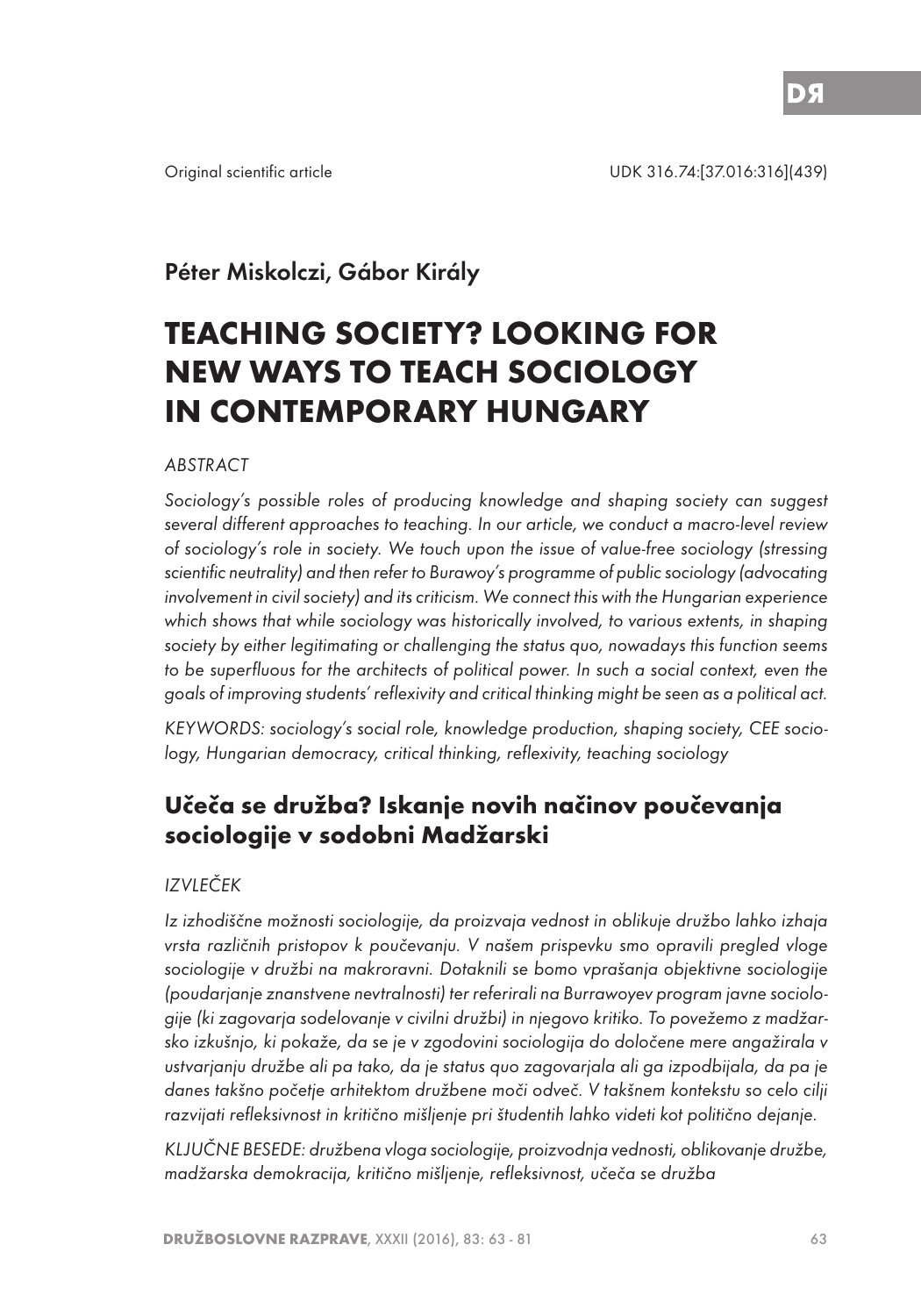Original scientific article

UDK 316.74:[37.016:316](439)

Péter Miskolczi, Gábor Király

# TEACHING SOCIETY? LOOKING FOR NEW WAYS TO TEACH SOCIOLOGY IN CONTEMPORARY HUNGARY

*ABSTRACT*

*Sociology's possible roles of producing knowledge and shaping society can suggest several different approaches to teaching. In our article, we conduct a macro-level review of sociology's role in society. We touch upon the issue of value-free sociology (stressing scientific neutrality) and then refer to Burawoy's programme of public sociology (advocating involvement in civil society) and its criticism. We connect this with the Hungarian experience which shows that while sociology was historically involved, to various extents, in shaping society by either legitimating or challenging the status quo, nowadays this function seems to be superfluous for the architects of political power. In such a social context, even the goals of improving students' reflexivity and critical thinking might be seen as a political act.*

*KEYWORDS: sociology's social role, knowledge production, shaping society, CEE sociology, Hungarian democracy, critical thinking, reflexivity, teaching sociology*

## Učeča se družba? Iskanje novih načinov poučevanja sociologije v sodobni Madžarski

*IZVLEČEK*

*Iz izhodiščne možnosti sociologije, da proizvaja vednost in oblikuje družbo lahko izhaja vrsta različnih pristopov k poučevanju. V našem prispevku smo opravili pregled vloge sociologije v družbi na makroravni. Dotaknili se bomo vprašanja objektivne sociologije (poudarjanje znanstvene nevtralnosti) ter referirali na Burrawoyev program javne sociologije (ki zagovarja sodelovanje v civilni družbi) in njegovo kritiko. To povežemo z madžarsko izkušnjo, ki pokaže, da se je v zgodovini sociologija do določene mere angažirala v ustvarjanju družbe ali pa tako, da je status quo zagovarjala ali ga izpodbijala, da pa je danes takšno početje arhitektom družbene moči odveč. V takšnem kontekstu so celo cilji razvijati refleksivnost in kritično mišljenje pri študentih lahko videti kot politično dejanje.*

*KLJUČNE BESEDE: družbena vloga sociologije, proizvodnja vednosti, oblikovanje družbe, madžarska demokracija, kritično mišljenje, refleksivnost, učeča se družba*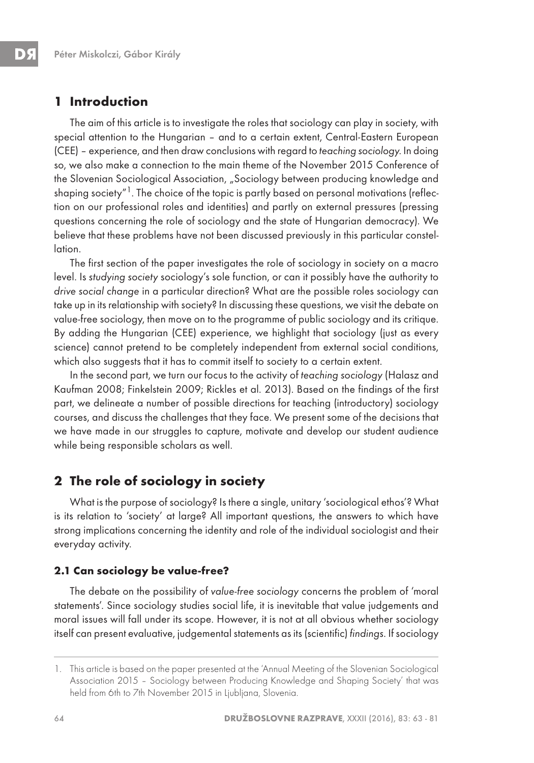## 1 Introduction

The aim of this article is to investigate the roles that sociology can play in society, with special attention to the Hungarian – and to a certain extent, Central-Eastern European (CEE) – experience, and then draw conclusions with regard to *teaching sociology*. In doing so, we also make a connection to the main theme of the November 2015 Conference of the Slovenian Sociological Association, „Sociology between producing knowledge and shaping society"[1]. The choice of the topic is partly based on personal motivations (reflection on our professional roles and identities) and partly on external pressures (pressing questions concerning the role of sociology and the state of Hungarian democracy). We believe that these problems have not been discussed previously in this particular constellation.

The first section of the paper investigates the role of sociology in society on a macro level. Is *studying society* sociology's sole function, or can it possibly have the authority to *drive social change* in a particular direction? What are the possible roles sociology can take up in its relationship with society? In discussing these questions, we visit the debate on value-free sociology, then move on to the programme of public sociology and its critique. By adding the Hungarian (CEE) experience, we highlight that sociology (just as every science) cannot pretend to be completely independent from external social conditions, which also suggests that it has to commit itself to society to a certain extent.

In the second part, we turn our focus to the activity of *teaching sociology* (Halasz and Kaufman 2008; Finkelstein 2009; Rickles et al. 2013). Based on the findings of the first part, we delineate a number of possible directions for teaching (introductory) sociology courses, and discuss the challenges that they face. We present some of the decisions that we have made in our struggles to capture, motivate and develop our student audience while being responsible scholars as well.

## 2 The role of sociology in society

What is the purpose of sociology? Is there a single, unitary 'sociological ethos'? What is its relation to 'society' at large? All important questions, the answers to which have strong implications concerning the identity and role of the individual sociologist and their everyday activity.

### 2.1 Can sociology be value-free?

The debate on the possibility of *value-free sociology* concerns the problem of 'moral statements'. Since sociology studies social life, it is inevitable that value judgements and moral issues will fall under its scope. However, it is not at all obvious whether sociology itself can present evaluative, judgemental statements as its (scientific) *findings*. If sociology

---

1. This article is based on the paper presented at the 'Annual Meeting of the Slovenian Sociological Association 2015 – Sociology between Producing Knowledge and Shaping Society' that was held from 6th to 7th November 2015 in Ljubljana, Slovenia.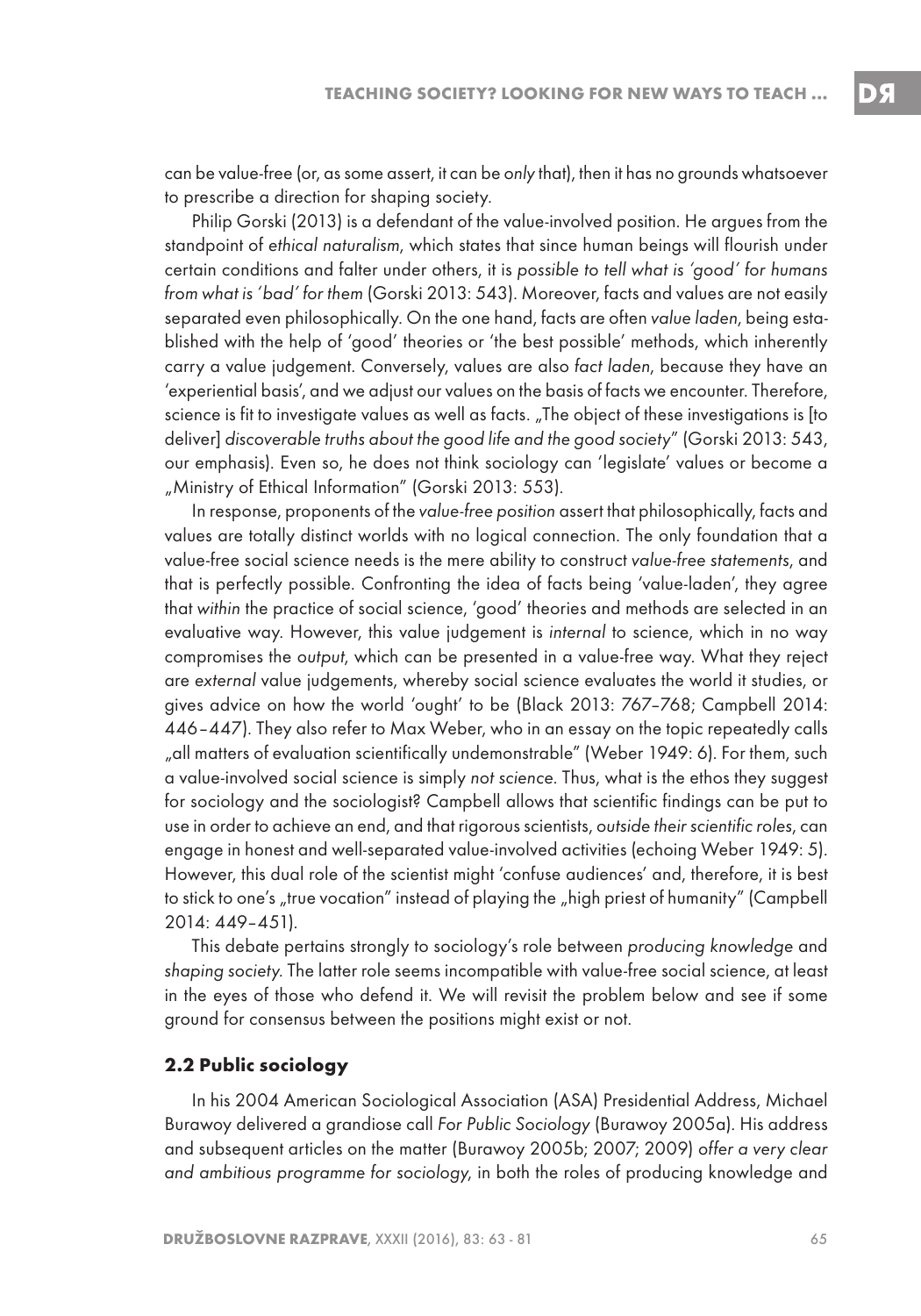can be value-free (or, as some assert, it can be *only* that), then it has no grounds whatsoever to prescribe a direction for shaping society.

Philip Gorski (2013) is a defendant of the value-involved position. He argues from the standpoint of *ethical naturalism*, which states that since human beings will flourish under certain conditions and falter under others, it is *possible to tell what is 'good' for humans from what is 'bad' for them* (Gorski 2013: 543). Moreover, facts and values are not easily separated even philosophically. On the one hand, facts are often *value laden*, being established with the help of 'good' theories or 'the best possible' methods, which inherently carry a value judgement. Conversely, values are also *fact laden*, because they have an 'experiential basis', and we adjust our values on the basis of facts we encounter. Therefore, science is fit to investigate values as well as facts. „The object of these investigations is [to deliver] *discoverable truths about the good life and the good society*" (Gorski 2013: 543, our emphasis). Even so, he does not think sociology can 'legislate' values or become a „Ministry of Ethical Information" (Gorski 2013: 553).

In response, proponents of the *value-free position* assert that philosophically, facts and values are totally distinct worlds with no logical connection. The only foundation that a value-free social science needs is the mere ability to construct *value-free statements*, and that is perfectly possible. Confronting the idea of facts being 'value-laden', they agree that *within* the practice of social science, 'good' theories and methods are selected in an evaluative way. However, this value judgement is *internal* to science, which in no way compromises the *output*, which can be presented in a value-free way. What they reject are *external* value judgements, whereby social science evaluates the world it studies, or gives advice on how the world 'ought' to be (Black 2013: 767–768; Campbell 2014: 446–447). They also refer to Max Weber, who in an essay on the topic repeatedly calls „all matters of evaluation scientifically undemonstrable" (Weber 1949: 6). For them, such a value-involved social science is simply *not science*. Thus, what is the ethos they suggest for sociology and the sociologist? Campbell allows that scientific findings can be put to use in order to achieve an end, and that rigorous scientists, *outside their scientific roles*, can engage in honest and well-separated value-involved activities (echoing Weber 1949: 5). However, this dual role of the scientist might 'confuse audiences' and, therefore, it is best to stick to one's „true vocation" instead of playing the „high priest of humanity" (Campbell 2014: 449–451).

This debate pertains strongly to sociology's role between *producing knowledge* and *shaping society*. The latter role seems incompatible with value-free social science, at least in the eyes of those who defend it. We will revisit the problem below and see if some ground for consensus between the positions might exist or not.

### 2.2 Public sociology

In his 2004 American Sociological Association (ASA) Presidential Address, Michael Burawoy delivered a grandiose call *For Public Sociology* (Burawoy 2005a). His address and subsequent articles on the matter (Burawoy 2005b; 2007; 2009) *offer a very clear and ambitious programme for sociology*, in both the roles of producing knowledge and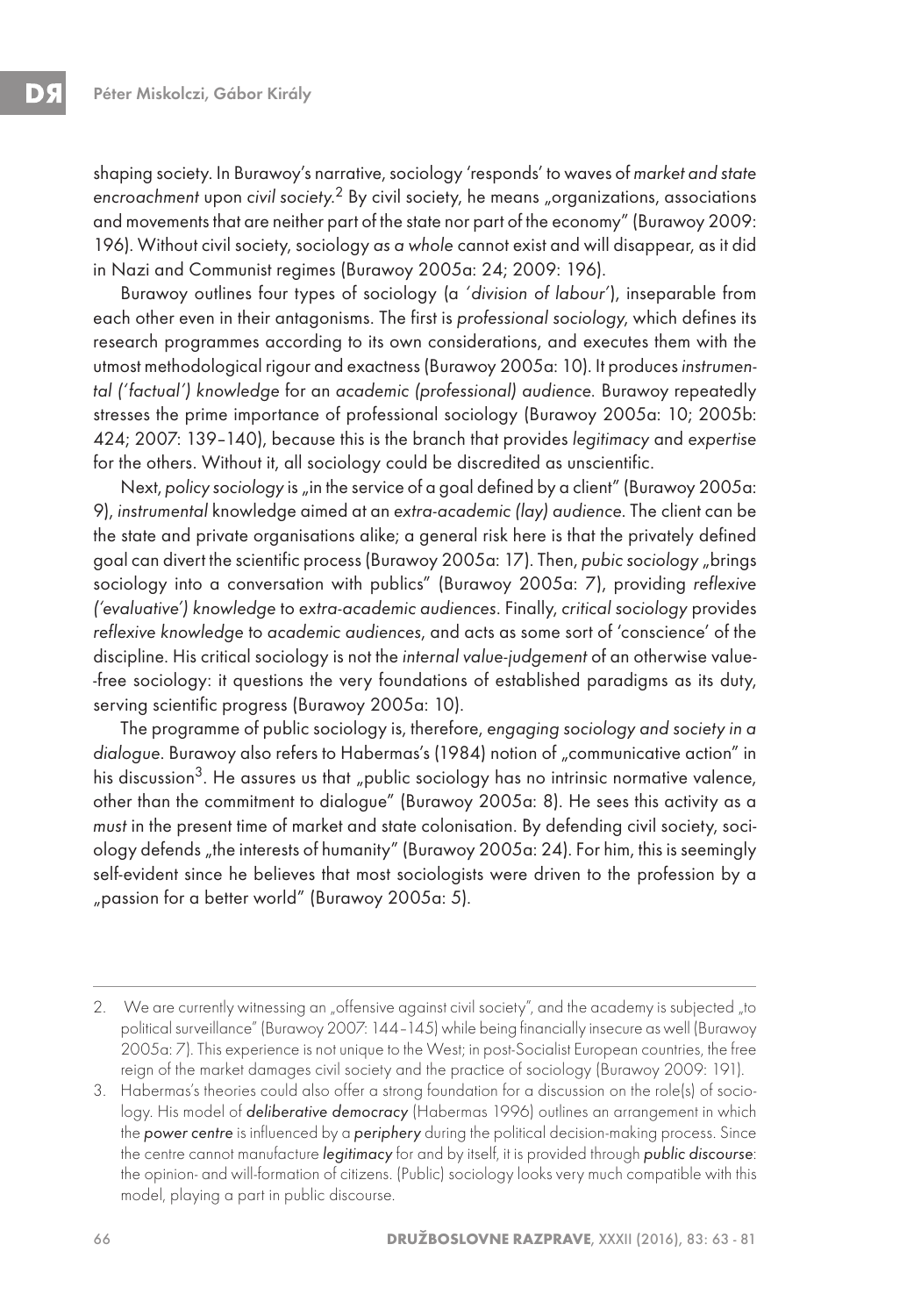shaping society. In Burawoy's narrative, sociology 'responds' to waves of *market and state encroachment* upon *civil society*.[2] By civil society, he means „organizations, associations and movements that are neither part of the state nor part of the economy" (Burawoy 2009: 196). Without civil society, sociology *as a whole* cannot exist and will disappear, as it did in Nazi and Communist regimes (Burawoy 2005a: 24; 2009: 196).

Burawoy outlines four types of sociology (a *'division of labour'*), inseparable from each other even in their antagonisms. The first is *professional sociology*, which defines its research programmes according to its own considerations, and executes them with the utmost methodological rigour and exactness (Burawoy 2005a: 10). It produces *instrumental ('factual') knowledge* for an *academic (professional) audience*. Burawoy repeatedly stresses the prime importance of professional sociology (Burawoy 2005a: 10; 2005b: 424; 2007: 139–140), because this is the branch that provides *legitimacy* and *expertise* for the others. Without it, all sociology could be discredited as unscientific.

Next, *policy sociology* is „in the service of a goal defined by a client" (Burawoy 2005a: 9), *instrumental* knowledge aimed at an *extra-academic (lay) audience*. The client can be the state and private organisations alike; a general risk here is that the privately defined goal can divert the scientific process (Burawoy 2005a: 17). Then, *pubic sociology* „brings sociology into a conversation with publics" (Burawoy 2005a: 7), providing *reflexive ('evaluative') knowledge* to *extra-academic audiences*. Finally, *critical sociology* provides *reflexive knowledge* to *academic audiences*, and acts as some sort of 'conscience' of the discipline. His critical sociology is not the *internal value-judgement* of an otherwise value--free sociology: it questions the very foundations of established paradigms as its duty, serving scientific progress (Burawoy 2005a: 10).

The programme of public sociology is, therefore, *engaging sociology and society in a dialogue*. Burawoy also refers to Habermas's (1984) notion of „communicative action" in his discussion[3]. He assures us that „public sociology has no intrinsic normative valence, other than the commitment to dialogue" (Burawoy 2005a: 8). He sees this activity as a *must* in the present time of market and state colonisation. By defending civil society, sociology defends „the interests of humanity" (Burawoy 2005a: 24). For him, this is seemingly self-evident since he believes that most sociologists were driven to the profession by a „passion for a better world" (Burawoy 2005a: 5).

---

2. We are currently witnessing an „offensive against civil society", and the academy is subjected „to political surveillance" (Burawoy 2007: 144–145) while being financially insecure as well (Burawoy 2005a: 7). This experience is not unique to the West; in post-Socialist European countries, the free reign of the market damages civil society and the practice of sociology (Burawoy 2009: 191).

3. Habermas's theories could also offer a strong foundation for a discussion on the role(s) of sociology. His model of ***deliberative democracy*** (Habermas 1996) outlines an arrangement in which the *power centre* is influenced by a *periphery* during the political decision-making process. Since the centre cannot manufacture *legitimacy* for and by itself, it is provided through *public discourse*: the opinion- and will-formation of citizens. (Public) sociology looks very much compatible with this model, playing a part in public discourse.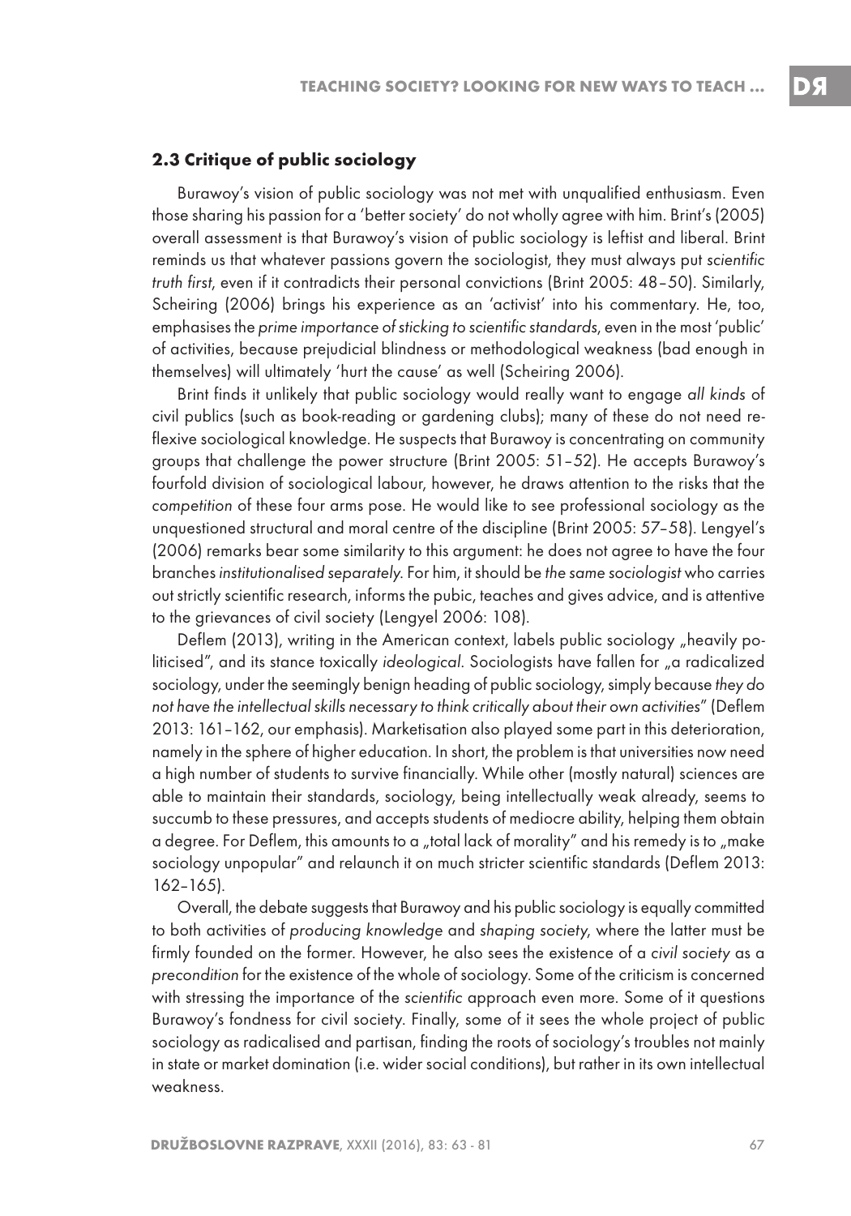### 2.3 Critique of public sociology

Burawoy's vision of public sociology was not met with unqualified enthusiasm. Even those sharing his passion for a 'better society' do not wholly agree with him. Brint's (2005) overall assessment is that Burawoy's vision of public sociology is leftist and liberal. Brint reminds us that whatever passions govern the sociologist, they must always put *scientific truth first*, even if it contradicts their personal convictions (Brint 2005: 48–50). Similarly, Scheiring (2006) brings his experience as an 'activist' into his commentary. He, too, emphasises the *prime importance of sticking to scientific standards*, even in the most 'public' of activities, because prejudicial blindness or methodological weakness (bad enough in themselves) will ultimately 'hurt the cause' as well (Scheiring 2006).

Brint finds it unlikely that public sociology would really want to engage *all kinds* of civil publics (such as book-reading or gardening clubs); many of these do not need reflexive sociological knowledge. He suspects that Burawoy is concentrating on community groups that challenge the power structure (Brint 2005: 51–52). He accepts Burawoy's fourfold division of sociological labour, however, he draws attention to the risks that the *competition* of these four arms pose. He would like to see professional sociology as the unquestioned structural and moral centre of the discipline (Brint 2005: 57–58). Lengyel's (2006) remarks bear some similarity to this argument: he does not agree to have the four branches *institutionalised separately*. For him, it should be *the same sociologist* who carries out strictly scientific research, informs the pubic, teaches and gives advice, and is attentive to the grievances of civil society (Lengyel 2006: 108).

Deflem (2013), writing in the American context, labels public sociology „heavily politicised", and its stance toxically *ideological*. Sociologists have fallen for „a radicalized sociology, under the seemingly benign heading of public sociology, simply because *they do not have the intellectual skills necessary to think critically about their own activities*" (Deflem 2013: 161–162, our emphasis). Marketisation also played some part in this deterioration, namely in the sphere of higher education. In short, the problem is that universities now need a high number of students to survive financially. While other (mostly natural) sciences are able to maintain their standards, sociology, being intellectually weak already, seems to succumb to these pressures, and accepts students of mediocre ability, helping them obtain a degree. For Deflem, this amounts to a „total lack of morality" and his remedy is to „make sociology unpopular" and relaunch it on much stricter scientific standards (Deflem 2013: 162–165).

Overall, the debate suggests that Burawoy and his public sociology is equally committed to both activities of *producing knowledge* and *shaping society*, where the latter must be firmly founded on the former. However, he also sees the existence of a *civil society* as a *precondition* for the existence of the whole of sociology. Some of the criticism is concerned with stressing the importance of the *scientific* approach even more. Some of it questions Burawoy's fondness for civil society. Finally, some of it sees the whole project of public sociology as radicalised and partisan, finding the roots of sociology's troubles not mainly in state or market domination (i.e. wider social conditions), but rather in its own intellectual weakness.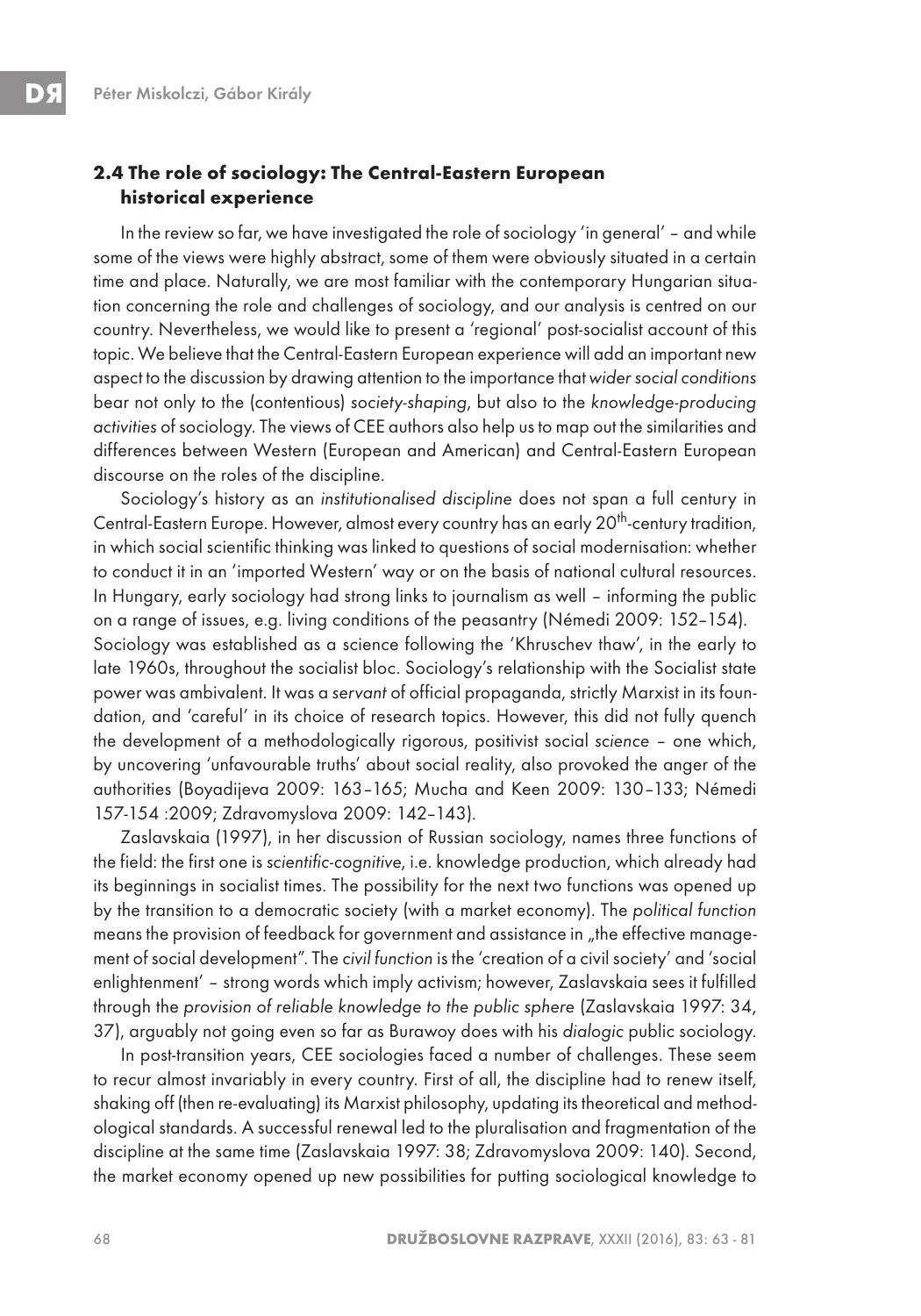## 2.4 The role of sociology: The Central-Eastern European historical experience

In the review so far, we have investigated the role of sociology 'in general' – and while some of the views were highly abstract, some of them were obviously situated in a certain time and place. Naturally, we are most familiar with the contemporary Hungarian situation concerning the role and challenges of sociology, and our analysis is centred on our country. Nevertheless, we would like to present a 'regional' post-socialist account of this topic. We believe that the Central-Eastern European experience will add an important new aspect to the discussion by drawing attention to the importance that *wider social conditions* bear not only to the (contentious) *society-shaping*, but also to the *knowledge-producing activities* of sociology. The views of CEE authors also help us to map out the similarities and differences between Western (European and American) and Central-Eastern European discourse on the roles of the discipline.

Sociology's history as an *institutionalised discipline* does not span a full century in Central-Eastern Europe. However, almost every country has an early 20th-century tradition, in which social scientific thinking was linked to questions of social modernisation: whether to conduct it in an 'imported Western' way or on the basis of national cultural resources. In Hungary, early sociology had strong links to journalism as well – informing the public on a range of issues, e.g. living conditions of the peasantry (Némedi 2009: 152–154). Sociology was established as a science following the 'Khruschev thaw', in the early to late 1960s, throughout the socialist bloc. Sociology's relationship with the Socialist state power was ambivalent. It was a *servant* of official propaganda, strictly Marxist in its foundation, and 'careful' in its choice of research topics. However, this did not fully quench the development of a methodologically rigorous, positivist social *science* – one which, by uncovering 'unfavourable truths' about social reality, also provoked the anger of the authorities (Boyadijeva 2009: 163–165; Mucha and Keen 2009: 130–133; Némedi 157-154 :2009; Zdravomyslova 2009: 142–143).

Zaslavskaia (1997), in her discussion of Russian sociology, names three functions of the field: the first one is *scientific-cognitive*, i.e. knowledge production, which already had its beginnings in socialist times. The possibility for the next two functions was opened up by the transition to a democratic society (with a market economy). The *political function* means the provision of feedback for government and assistance in „the effective management of social development". The *civil function* is the 'creation of a civil society' and 'social enlightenment' – strong words which imply activism; however, Zaslavskaia sees it fulfilled through the *provision of reliable knowledge to the public sphere* (Zaslavskaia 1997: 34, 37), arguably not going even so far as Burawoy does with his *dialogic* public sociology.

In post-transition years, CEE sociologies faced a number of challenges. These seem to recur almost invariably in every country. First of all, the discipline had to renew itself, shaking off (then re-evaluating) its Marxist philosophy, updating its theoretical and methodological standards. A successful renewal led to the pluralisation and fragmentation of the discipline at the same time (Zaslavskaia 1997: 38; Zdravomyslova 2009: 140). Second, the market economy opened up new possibilities for putting sociological knowledge to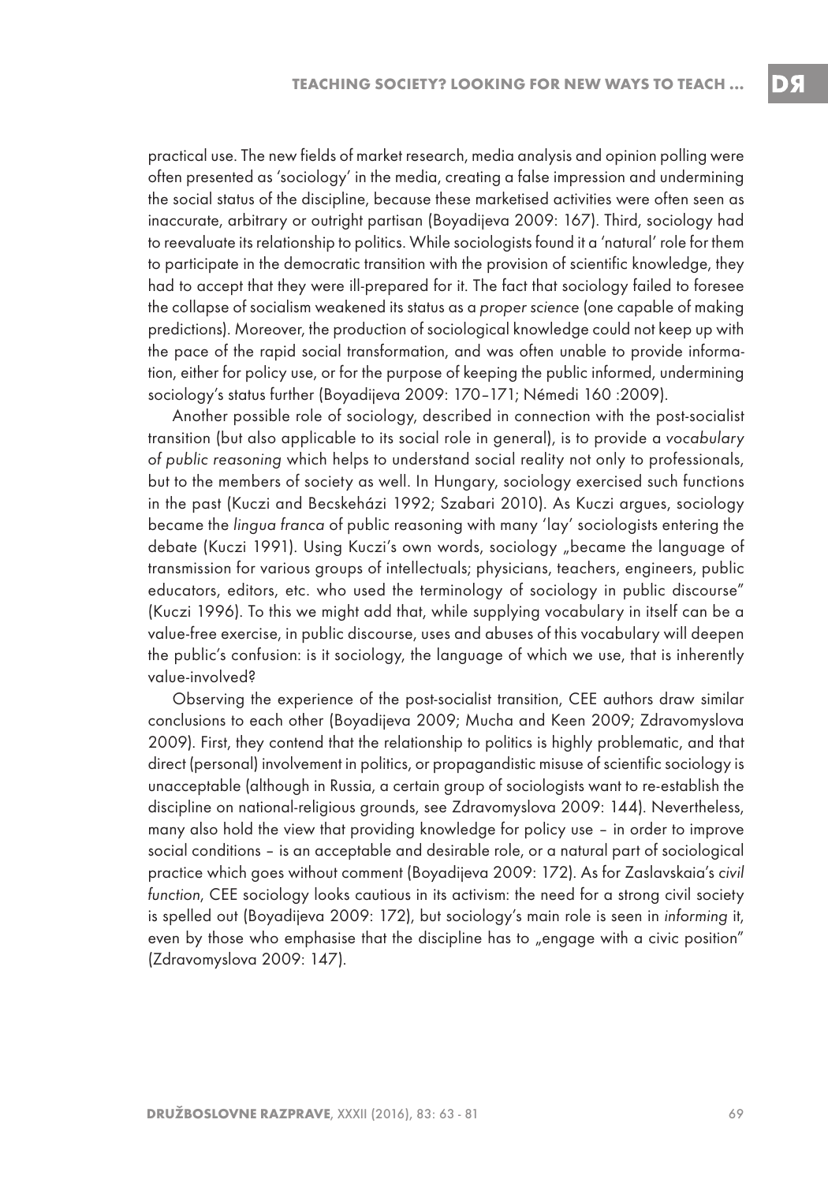practical use. The new fields of market research, media analysis and opinion polling were often presented as 'sociology' in the media, creating a false impression and undermining the social status of the discipline, because these marketised activities were often seen as inaccurate, arbitrary or outright partisan (Boyadijeva 2009: 167). Third, sociology had to reevaluate its relationship to politics. While sociologists found it a 'natural' role for them to participate in the democratic transition with the provision of scientific knowledge, they had to accept that they were ill-prepared for it. The fact that sociology failed to foresee the collapse of socialism weakened its status as a *proper science* (one capable of making predictions). Moreover, the production of sociological knowledge could not keep up with the pace of the rapid social transformation, and was often unable to provide information, either for policy use, or for the purpose of keeping the public informed, undermining sociology's status further (Boyadijeva 2009: 170–171; Némedi 160 :2009).

Another possible role of sociology, described in connection with the post-socialist transition (but also applicable to its social role in general), is to provide a *vocabulary of public reasoning* which helps to understand social reality not only to professionals, but to the members of society as well. In Hungary, sociology exercised such functions in the past (Kuczi and Becskeházi 1992; Szabari 2010). As Kuczi argues, sociology became the *lingua franca* of public reasoning with many 'lay' sociologists entering the debate (Kuczi 1991). Using Kuczi's own words, sociology „became the language of transmission for various groups of intellectuals; physicians, teachers, engineers, public educators, editors, etc. who used the terminology of sociology in public discourse" (Kuczi 1996). To this we might add that, while supplying vocabulary in itself can be a value-free exercise, in public discourse, uses and abuses of this vocabulary will deepen the public's confusion: is it sociology, the language of which we use, that is inherently value-involved?

Observing the experience of the post-socialist transition, CEE authors draw similar conclusions to each other (Boyadijeva 2009; Mucha and Keen 2009; Zdravomyslova 2009). First, they contend that the relationship to politics is highly problematic, and that direct (personal) involvement in politics, or propagandistic misuse of scientific sociology is unacceptable (although in Russia, a certain group of sociologists want to re-establish the discipline on national-religious grounds, see Zdravomyslova 2009: 144). Nevertheless, many also hold the view that providing knowledge for policy use – in order to improve social conditions – is an acceptable and desirable role, or a natural part of sociological practice which goes without comment (Boyadijeva 2009: 172). As for Zaslavskaia's *civil function*, CEE sociology looks cautious in its activism: the need for a strong civil society is spelled out (Boyadijeva 2009: 172), but sociology's main role is seen in *informing* it, even by those who emphasise that the discipline has to „engage with a civic position" (Zdravomyslova 2009: 147).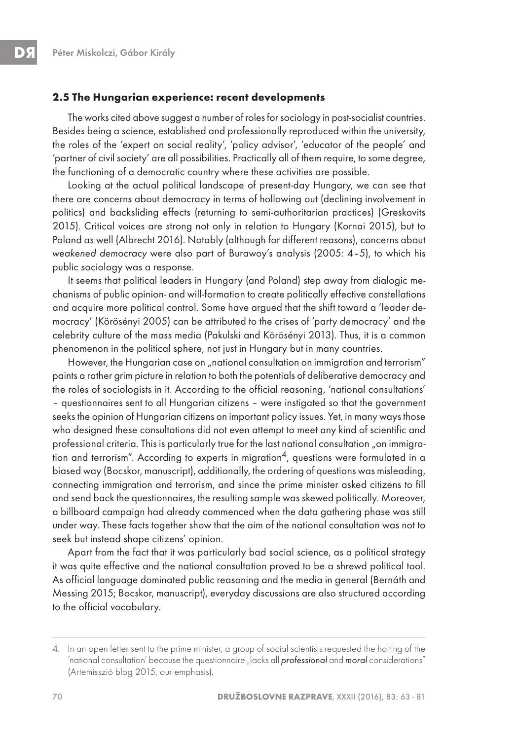### 2.5 The Hungarian experience: recent developments

The works cited above suggest a number of roles for sociology in post-socialist countries. Besides being a science, established and professionally reproduced within the university, the roles of the 'expert on social reality', 'policy advisor', 'educator of the people' and 'partner of civil society' are all possibilities. Practically all of them require, to some degree, the functioning of a democratic country where these activities are possible.

Looking at the actual political landscape of present-day Hungary, we can see that there are concerns about democracy in terms of hollowing out (declining involvement in politics) and backsliding effects (returning to semi-authoritarian practices) (Greskovits 2015). Critical voices are strong not only in relation to Hungary (Kornai 2015), but to Poland as well (Albrecht 2016). Notably (although for different reasons), concerns about *weakened democracy* were also part of Burawoy's analysis (2005: 4–5), to which his public sociology was a response.

It seems that political leaders in Hungary (and Poland) step away from dialogic mechanisms of public opinion- and will-formation to create politically effective constellations and acquire more political control. Some have argued that the shift toward a 'leader democracy' (Körösényi 2005) can be attributed to the crises of 'party democracy' and the celebrity culture of the mass media (Pakulski and Körösényi 2013). Thus, it is a common phenomenon in the political sphere, not just in Hungary but in many countries.

However, the Hungarian case on „national consultation on immigration and terrorism" paints a rather grim picture in relation to both the potentials of deliberative democracy and the roles of sociologists in it. According to the official reasoning, 'national consultations' – questionnaires sent to all Hungarian citizens – were instigated so that the government seeks the opinion of Hungarian citizens on important policy issues. Yet, in many ways those who designed these consultations did not even attempt to meet any kind of scientific and professional criteria. This is particularly true for the last national consultation „on immigration and terrorism". According to experts in migration[4], questions were formulated in a biased way (Bocskor, manuscript), additionally, the ordering of questions was misleading, connecting immigration and terrorism, and since the prime minister asked citizens to fill and send back the questionnaires, the resulting sample was skewed politically. Moreover, a billboard campaign had already commenced when the data gathering phase was still under way. These facts together show that the aim of the national consultation was not to seek but instead shape citizens' opinion.

Apart from the fact that it was particularly bad social science, as a political strategy it was quite effective and the national consultation proved to be a shrewd political tool. As official language dominated public reasoning and the media in general (Bernáth and Messing 2015; Bocskor, manuscript), everyday discussions are also structured according to the official vocabulary.

---

4. In an open letter sent to the prime minister, a group of social scientists requested the halting of the 'national consultation' because the questionnaire „lacks all *professional* and *moral* considerations" (Artemisszió blog 2015, our emphasis).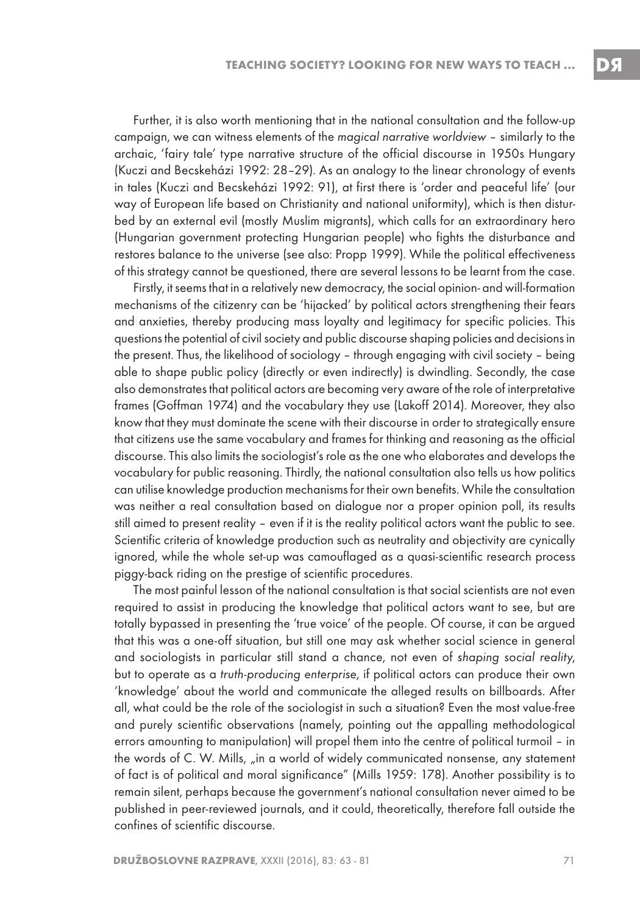Further, it is also worth mentioning that in the national consultation and the follow-up campaign, we can witness elements of the *magical narrative worldview* – similarly to the archaic, 'fairy tale' type narrative structure of the official discourse in 1950s Hungary (Kuczi and Becskeházi 1992: 28–29). As an analogy to the linear chronology of events in tales (Kuczi and Becskeházi 1992: 91), at first there is 'order and peaceful life' (our way of European life based on Christianity and national uniformity), which is then disturbed by an external evil (mostly Muslim migrants), which calls for an extraordinary hero (Hungarian government protecting Hungarian people) who fights the disturbance and restores balance to the universe (see also: Propp 1999). While the political effectiveness of this strategy cannot be questioned, there are several lessons to be learnt from the case.

Firstly, it seems that in a relatively new democracy, the social opinion- and will-formation mechanisms of the citizenry can be 'hijacked' by political actors strengthening their fears and anxieties, thereby producing mass loyalty and legitimacy for specific policies. This questions the potential of civil society and public discourse shaping policies and decisions in the present. Thus, the likelihood of sociology – through engaging with civil society – being able to shape public policy (directly or even indirectly) is dwindling. Secondly, the case also demonstrates that political actors are becoming very aware of the role of interpretative frames (Goffman 1974) and the vocabulary they use (Lakoff 2014). Moreover, they also know that they must dominate the scene with their discourse in order to strategically ensure that citizens use the same vocabulary and frames for thinking and reasoning as the official discourse. This also limits the sociologist's role as the one who elaborates and develops the vocabulary for public reasoning. Thirdly, the national consultation also tells us how politics can utilise knowledge production mechanisms for their own benefits. While the consultation was neither a real consultation based on dialogue nor a proper opinion poll, its results still aimed to present reality – even if it is the reality political actors want the public to see. Scientific criteria of knowledge production such as neutrality and objectivity are cynically ignored, while the whole set-up was camouflaged as a quasi-scientific research process piggy-back riding on the prestige of scientific procedures.

The most painful lesson of the national consultation is that social scientists are not even required to assist in producing the knowledge that political actors want to see, but are totally bypassed in presenting the 'true voice' of the people. Of course, it can be argued that this was a one-off situation, but still one may ask whether social science in general and sociologists in particular still stand a chance, not even of *shaping social reality*, but to operate as a *truth-producing enterprise*, if political actors can produce their own 'knowledge' about the world and communicate the alleged results on billboards. After all, what could be the role of the sociologist in such a situation? Even the most value-free and purely scientific observations (namely, pointing out the appalling methodological errors amounting to manipulation) will propel them into the centre of political turmoil – in the words of C. W. Mills, „in a world of widely communicated nonsense, any statement of fact is of political and moral significance" (Mills 1959: 178). Another possibility is to remain silent, perhaps because the government's national consultation never aimed to be published in peer-reviewed journals, and it could, theoretically, therefore fall outside the confines of scientific discourse.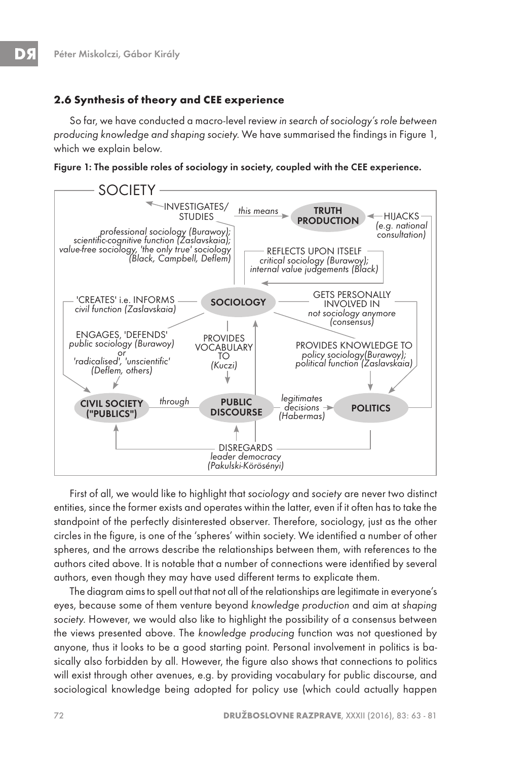## 2.6 Synthesis of theory and CEE experience

So far, we have conducted a macro-level review *in search of sociology's role between producing knowledge and shaping society*. We have summarised the findings in Figure 1, which we explain below.

**Figure 1: The possible roles of sociology in society, coupled with the CEE experience.**

SOCIETY

INVESTIGATES/ STUDIES — *this means* → TRUTH PRODUCTION
*professional sociology (Burawoy); scientific-cognitive function (Zaslavskaia); value-free sociology, 'the only true' sociology (Black, Campbell, Deflem)*

HIJACKS *(e.g. national consultation)*

REFLECTS UPON ITSELF
*critical sociology (Burawoy); internal value judgements (Black)*

SOCIOLOGY

'CREATES' i.e. INFORMS
*civil function (Zaslavskaia)*

GETS PERSONALLY INVOLVED IN
*not sociology anymore (consensus)*

ENGAGES, 'DEFENDS'
*public sociology (Burawoy) or 'radicalised', 'unscientific' (Deflem, others)*

PROVIDES VOCABULARY TO
*(Kuczi)*

PROVIDES KNOWLEDGE TO
*policy sociology(Burawoy); political function (Zaslavskaia)*

CIVIL SOCIETY ("PUBLICS") — *through* — PUBLIC DISCOURSE — *legitimates decisions (Habermas)* → POLITICS

DISREGARDS
*leader democracy (Pakulski-Körösényi)*

First of all, we would like to highlight that *sociology* and *society* are never two distinct entities, since the former exists and operates within the latter, even if it often has to take the standpoint of the perfectly disinterested observer. Therefore, sociology, just as the other circles in the figure, is one of the 'spheres' within society. We identified a number of other spheres, and the arrows describe the relationships between them, with references to the authors cited above. It is notable that a number of connections were identified by several authors, even though they may have used different terms to explicate them.

The diagram aims to spell out that not all of the relationships are legitimate in everyone's eyes, because some of them venture beyond *knowledge production* and aim at *shaping society*. However, we would also like to highlight the possibility of a consensus between the views presented above. The *knowledge producing* function was not questioned by anyone, thus it looks to be a good starting point. Personal involvement in politics is basically also forbidden by all. However, the figure also shows that connections to politics will exist through other avenues, e.g. by providing vocabulary for public discourse, and sociological knowledge being adopted for policy use (which could actually happen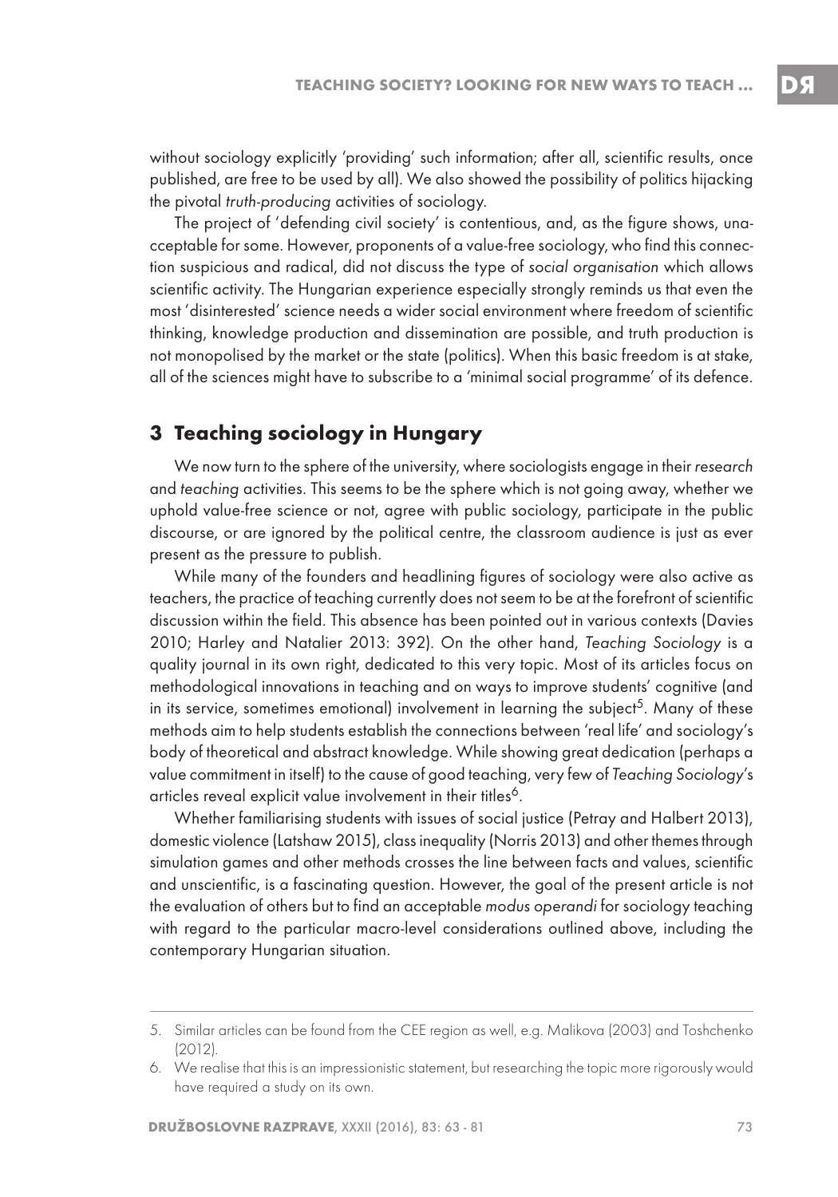without sociology explicitly 'providing' such information; after all, scientific results, once published, are free to be used by all). We also showed the possibility of politics hijacking the pivotal *truth-producing* activities of sociology.

The project of 'defending civil society' is contentious, and, as the figure shows, unacceptable for some. However, proponents of a value-free sociology, who find this connection suspicious and radical, did not discuss the type of *social organisation* which allows scientific activity. The Hungarian experience especially strongly reminds us that even the most 'disinterested' science needs a wider social environment where freedom of scientific thinking, knowledge production and dissemination are possible, and truth production is not monopolised by the market or the state (politics). When this basic freedom is at stake, all of the sciences might have to subscribe to a 'minimal social programme' of its defence.

## 3 Teaching sociology in Hungary

We now turn to the sphere of the university, where sociologists engage in their *research* and *teaching* activities. This seems to be the sphere which is not going away, whether we uphold value-free science or not, agree with public sociology, participate in the public discourse, or are ignored by the political centre, the classroom audience is just as ever present as the pressure to publish.

While many of the founders and headlining figures of sociology were also active as teachers, the practice of teaching currently does not seem to be at the forefront of scientific discussion within the field. This absence has been pointed out in various contexts (Davies 2010; Harley and Natalier 2013: 392). On the other hand, *Teaching Sociology* is a quality journal in its own right, dedicated to this very topic. Most of its articles focus on methodological innovations in teaching and on ways to improve students' cognitive (and in its service, sometimes emotional) involvement in learning the subject[5]. Many of these methods aim to help students establish the connections between 'real life' and sociology's body of theoretical and abstract knowledge. While showing great dedication (perhaps a value commitment in itself) to the cause of good teaching, very few of *Teaching Sociology*'s articles reveal explicit value involvement in their titles[6].

Whether familiarising students with issues of social justice (Petray and Halbert 2013), domestic violence (Latshaw 2015), class inequality (Norris 2013) and other themes through simulation games and other methods crosses the line between facts and values, scientific and unscientific, is a fascinating question. However, the goal of the present article is not the evaluation of others but to find an acceptable *modus operandi* for sociology teaching with regard to the particular macro-level considerations outlined above, including the contemporary Hungarian situation.

---

5. Similar articles can be found from the CEE region as well, e.g. Malikova (2003) and Toshchenko (2012).
6. We realise that this is an impressionistic statement, but researching the topic more rigorously would have required a study on its own.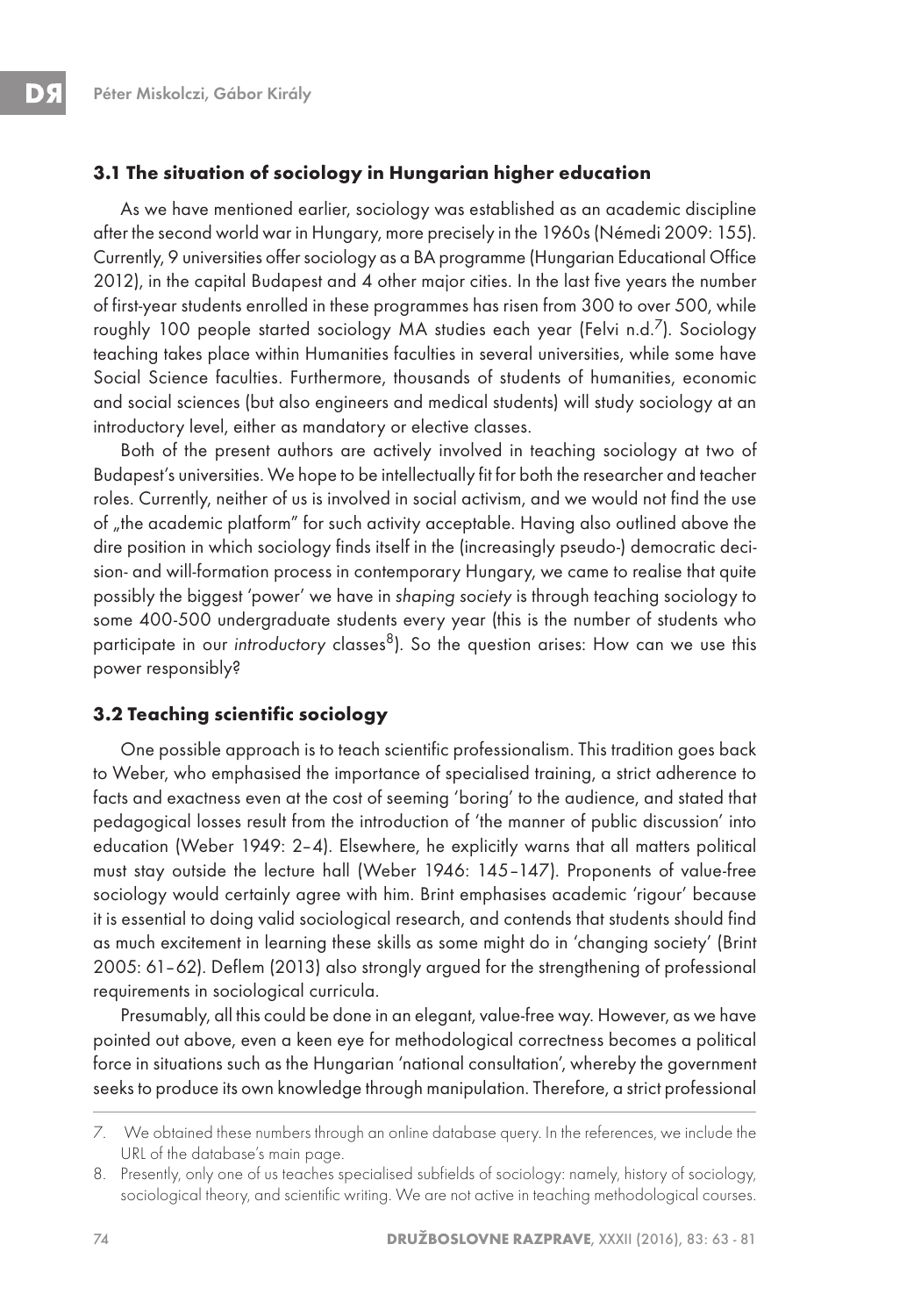### 3.1 The situation of sociology in Hungarian higher education

As we have mentioned earlier, sociology was established as an academic discipline after the second world war in Hungary, more precisely in the 1960s (Némedi 2009: 155). Currently, 9 universities offer sociology as a BA programme (Hungarian Educational Office 2012), in the capital Budapest and 4 other major cities. In the last five years the number of first-year students enrolled in these programmes has risen from 300 to over 500, while roughly 100 people started sociology MA studies each year (Felvi n.d.[7]). Sociology teaching takes place within Humanities faculties in several universities, while some have Social Science faculties. Furthermore, thousands of students of humanities, economic and social sciences (but also engineers and medical students) will study sociology at an introductory level, either as mandatory or elective classes.

Both of the present authors are actively involved in teaching sociology at two of Budapest's universities. We hope to be intellectually fit for both the researcher and teacher roles. Currently, neither of us is involved in social activism, and we would not find the use of „the academic platform" for such activity acceptable. Having also outlined above the dire position in which sociology finds itself in the (increasingly pseudo-) democratic decision- and will-formation process in contemporary Hungary, we came to realise that quite possibly the biggest 'power' we have in *shaping society* is through teaching sociology to some 400-500 undergraduate students every year (this is the number of students who participate in our *introductory* classes[8]). So the question arises: How can we use this power responsibly?

### 3.2 Teaching scientific sociology

One possible approach is to teach scientific professionalism. This tradition goes back to Weber, who emphasised the importance of specialised training, a strict adherence to facts and exactness even at the cost of seeming 'boring' to the audience, and stated that pedagogical losses result from the introduction of 'the manner of public discussion' into education (Weber 1949: 2–4). Elsewhere, he explicitly warns that all matters political must stay outside the lecture hall (Weber 1946: 145–147). Proponents of value-free sociology would certainly agree with him. Brint emphasises academic 'rigour' because it is essential to doing valid sociological research, and contends that students should find as much excitement in learning these skills as some might do in 'changing society' (Brint 2005: 61–62). Deflem (2013) also strongly argued for the strengthening of professional requirements in sociological curricula.

Presumably, all this could be done in an elegant, value-free way. However, as we have pointed out above, even a keen eye for methodological correctness becomes a political force in situations such as the Hungarian 'national consultation', whereby the government seeks to produce its own knowledge through manipulation. Therefore, a strict professional

---

7. We obtained these numbers through an online database query. In the references, we include the URL of the database's main page.
8. Presently, only one of us teaches specialised subfields of sociology: namely, history of sociology, sociological theory, and scientific writing. We are not active in teaching methodological courses.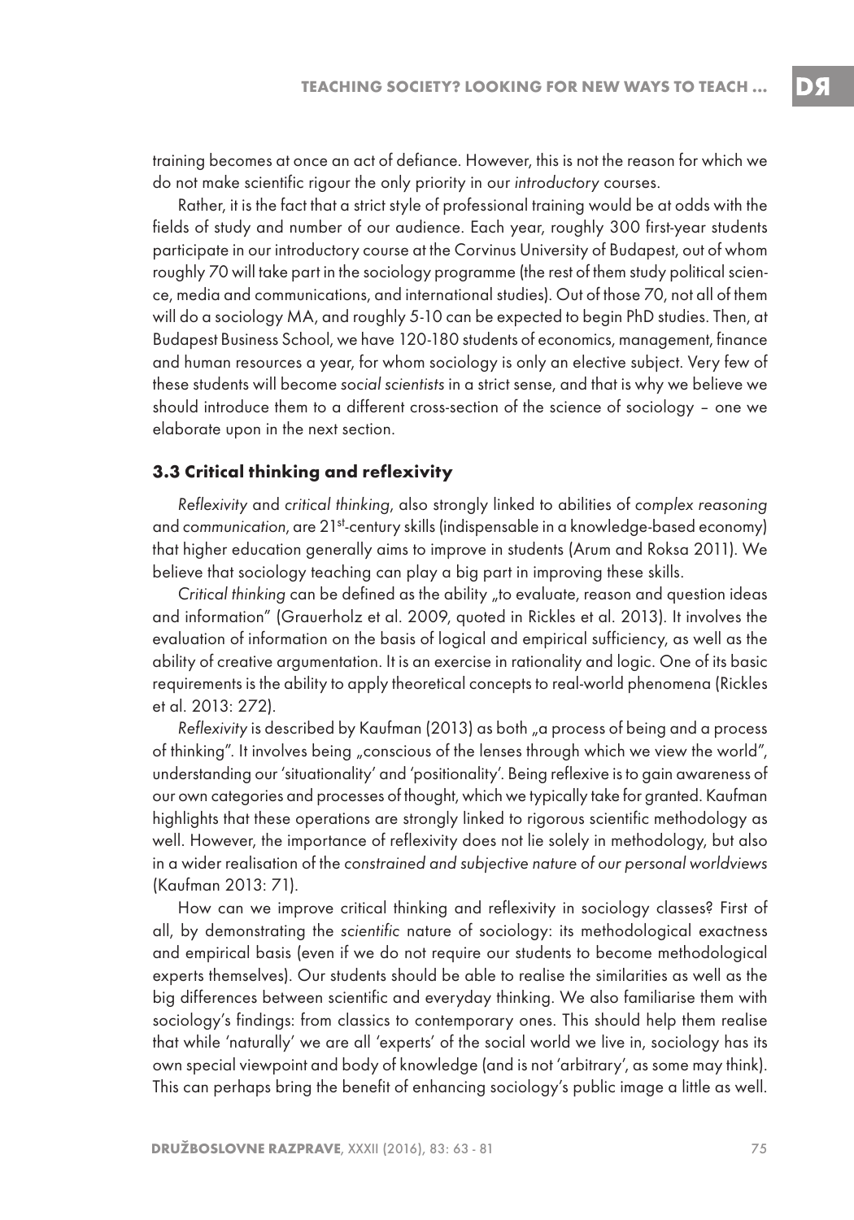training becomes at once an act of defiance. However, this is not the reason for which we do not make scientific rigour the only priority in our *introductory* courses.

Rather, it is the fact that a strict style of professional training would be at odds with the fields of study and number of our audience. Each year, roughly 300 first-year students participate in our introductory course at the Corvinus University of Budapest, out of whom roughly 70 will take part in the sociology programme (the rest of them study political science, media and communications, and international studies). Out of those 70, not all of them will do a sociology MA, and roughly 5-10 can be expected to begin PhD studies. Then, at Budapest Business School, we have 120-180 students of economics, management, finance and human resources a year, for whom sociology is only an elective subject. Very few of these students will become *social scientists* in a strict sense, and that is why we believe we should introduce them to a different cross-section of the science of sociology – one we elaborate upon in the next section.

### 3.3 Critical thinking and reflexivity

*Reflexivity* and *critical thinking*, also strongly linked to abilities of *complex reasoning* and *communication*, are 21st-century skills (indispensable in a knowledge-based economy) that higher education generally aims to improve in students (Arum and Roksa 2011). We believe that sociology teaching can play a big part in improving these skills.

*Critical thinking* can be defined as the ability „to evaluate, reason and question ideas and information" (Grauerholz et al. 2009, quoted in Rickles et al. 2013). It involves the evaluation of information on the basis of logical and empirical sufficiency, as well as the ability of creative argumentation. It is an exercise in rationality and logic. One of its basic requirements is the ability to apply theoretical concepts to real-world phenomena (Rickles et al. 2013: 272).

*Reflexivity* is described by Kaufman (2013) as both „a process of being and a process of thinking". It involves being „conscious of the lenses through which we view the world", understanding our 'situationality' and 'positionality'. Being reflexive is to gain awareness of our own categories and processes of thought, which we typically take for granted. Kaufman highlights that these operations are strongly linked to rigorous scientific methodology as well. However, the importance of reflexivity does not lie solely in methodology, but also in a wider realisation of the *constrained and subjective nature of our personal worldviews* (Kaufman 2013: 71).

How can we improve critical thinking and reflexivity in sociology classes? First of all, by demonstrating the *scientific* nature of sociology: its methodological exactness and empirical basis (even if we do not require our students to become methodological experts themselves). Our students should be able to realise the similarities as well as the big differences between scientific and everyday thinking. We also familiarise them with sociology's findings: from classics to contemporary ones. This should help them realise that while 'naturally' we are all 'experts' of the social world we live in, sociology has its own special viewpoint and body of knowledge (and is not 'arbitrary', as some may think). This can perhaps bring the benefit of enhancing sociology's public image a little as well.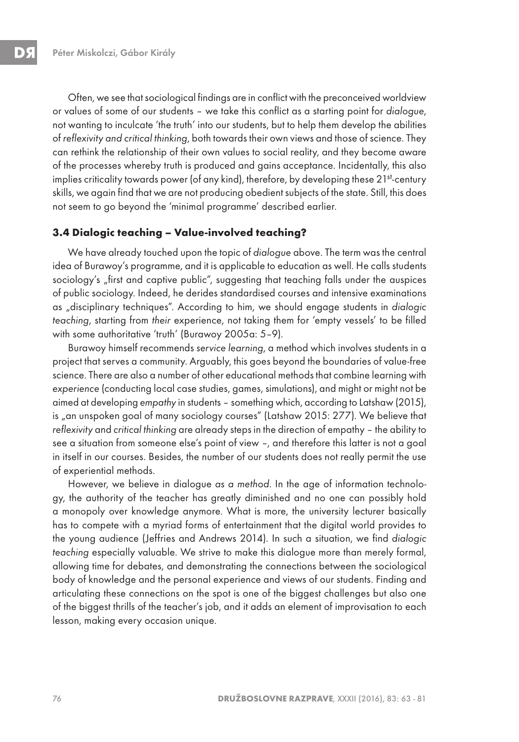Often, we see that sociological findings are in conflict with the preconceived worldview or values of some of our students – we take this conflict as a starting point for *dialogue*, not wanting to inculcate 'the truth' into our students, but to help them develop the abilities of *reflexivity and critical thinking*, both towards their own views and those of science. They can rethink the relationship of their own values to social reality, and they become aware of the processes whereby truth is produced and gains acceptance. Incidentally, this also implies criticality towards power (of any kind), therefore, by developing these 21st-century skills, we again find that we are not producing obedient subjects of the state. Still, this does not seem to go beyond the 'minimal programme' described earlier.

### 3.4 Dialogic teaching – Value-involved teaching?

We have already touched upon the topic of *dialogue* above. The term was the central idea of Burawoy's programme, and it is applicable to education as well. He calls students sociology's „first and captive public", suggesting that teaching falls under the auspices of public sociology. Indeed, he derides standardised courses and intensive examinations as „disciplinary techniques". According to him, we should engage students in *dialogic teaching*, starting from *their* experience, not taking them for 'empty vessels' to be filled with some authoritative 'truth' (Burawoy 2005a: 5–9).

Burawoy himself recommends *service learning*, a method which involves students in a project that serves a community. Arguably, this goes beyond the boundaries of value-free science. There are also a number of other educational methods that combine learning with *experience* (conducting local case studies, games, simulations), and might or might not be aimed at developing *empathy* in students – something which, according to Latshaw (2015), is „an unspoken goal of many sociology courses" (Latshaw 2015: 277). We believe that *reflexivity* and *critical thinking* are already steps in the direction of empathy – the ability to see a situation from someone else's point of view –, and therefore this latter is not a goal in itself in our courses. Besides, the number of our students does not really permit the use of experiential methods.

However, we believe in dialogue *as a method*. In the age of information technology, the authority of the teacher has greatly diminished and no one can possibly hold a monopoly over knowledge anymore. What is more, the university lecturer basically has to compete with a myriad forms of entertainment that the digital world provides to the young audience (Jeffries and Andrews 2014). In such a situation, we find *dialogic teaching* especially valuable. We strive to make this dialogue more than merely formal, allowing time for debates, and demonstrating the connections between the sociological body of knowledge and the personal experience and views of our students. Finding and articulating these connections on the spot is one of the biggest challenges but also one of the biggest thrills of the teacher's job, and it adds an element of improvisation to each lesson, making every occasion unique.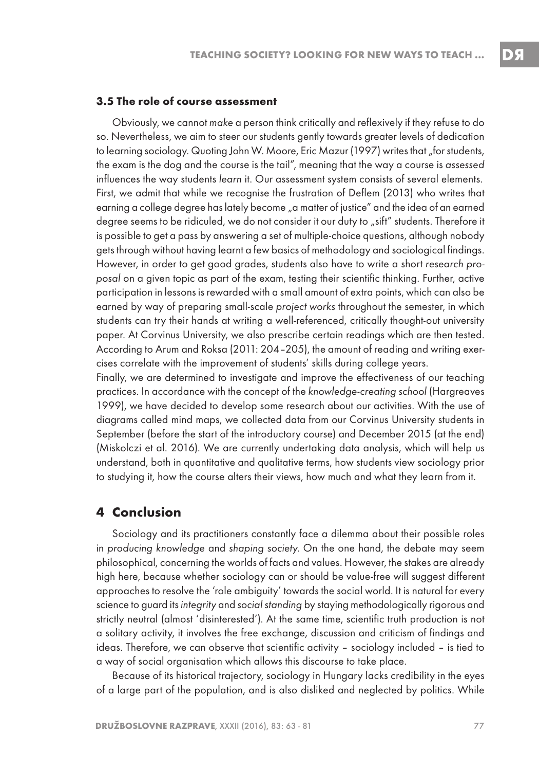### 3.5 The role of course assessment

Obviously, we cannot *make* a person think critically and reflexively if they refuse to do so. Nevertheless, we aim to steer our students gently towards greater levels of dedication to learning sociology. Quoting John W. Moore, Eric Mazur (1997) writes that „for students, the exam is the dog and the course is the tail", meaning that the way a course is *assessed* influences the way students *learn* it. Our assessment system consists of several elements. First, we admit that while we recognise the frustration of Deflem (2013) who writes that earning a college degree has lately become „a matter of justice" and the idea of an earned degree seems to be ridiculed, we do not consider it our duty to „sift" students. Therefore it is possible to get a pass by answering a set of multiple-choice questions, although nobody gets through without having learnt a few basics of methodology and sociological findings. However, in order to get good grades, students also have to write a short *research proposal* on a given topic as part of the exam, testing their scientific thinking. Further, active participation in lessons is rewarded with a small amount of extra points, which can also be earned by way of preparing small-scale *project works* throughout the semester, in which students can try their hands at writing a well-referenced, critically thought-out university paper. At Corvinus University, we also prescribe certain readings which are then tested. According to Arum and Roksa (2011: 204–205), the amount of reading and writing exercises correlate with the improvement of students' skills during college years.

Finally, we are determined to investigate and improve the effectiveness of our teaching practices. In accordance with the concept of the *knowledge-creating school* (Hargreaves 1999), we have decided to develop some research about our activities. With the use of diagrams called mind maps, we collected data from our Corvinus University students in September (before the start of the introductory course) and December 2015 (at the end) (Miskolczi et al. 2016). We are currently undertaking data analysis, which will help us understand, both in quantitative and qualitative terms, how students view sociology prior to studying it, how the course alters their views, how much and what they learn from it.

## 4 Conclusion

Sociology and its practitioners constantly face a dilemma about their possible roles in *producing knowledge* and *shaping society*. On the one hand, the debate may seem philosophical, concerning the worlds of facts and values. However, the stakes are already high here, because whether sociology can or should be value-free will suggest different approaches to resolve the 'role ambiguity' towards the social world. It is natural for every science to guard its *integrity* and *social standing* by staying methodologically rigorous and strictly neutral (almost 'disinterested'). At the same time, scientific truth production is not a solitary activity, it involves the free exchange, discussion and criticism of findings and ideas. Therefore, we can observe that scientific activity – sociology included – is tied to a way of social organisation which allows this discourse to take place.

Because of its historical trajectory, sociology in Hungary lacks credibility in the eyes of a large part of the population, and is also disliked and neglected by politics. While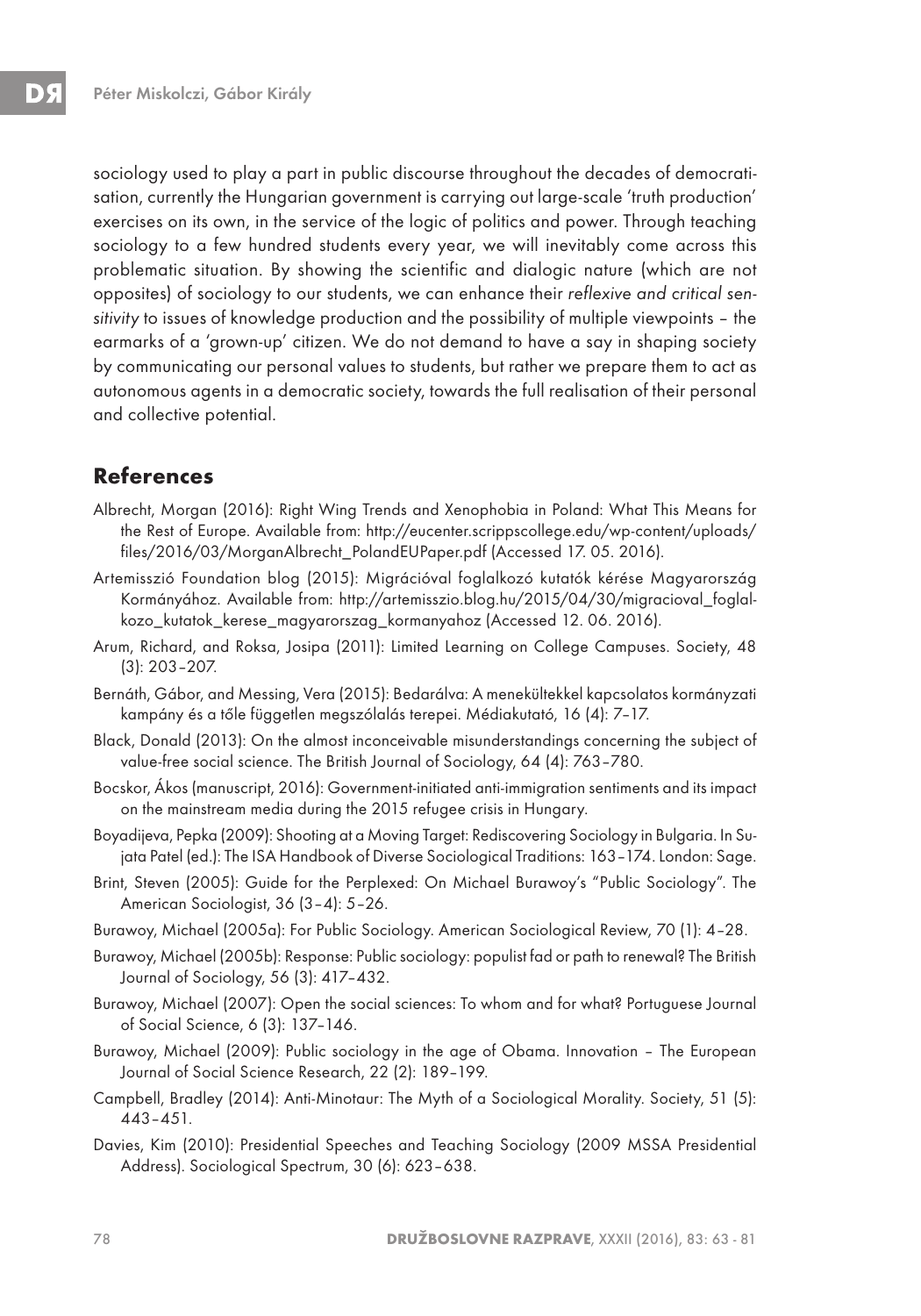sociology used to play a part in public discourse throughout the decades of democratisation, currently the Hungarian government is carrying out large-scale 'truth production' exercises on its own, in the service of the logic of politics and power. Through teaching sociology to a few hundred students every year, we will inevitably come across this problematic situation. By showing the scientific and dialogic nature (which are not opposites) of sociology to our students, we can enhance their *reflexive and critical sensitivity* to issues of knowledge production and the possibility of multiple viewpoints – the earmarks of a 'grown-up' citizen. We do not demand to have a say in shaping society by communicating our personal values to students, but rather we prepare them to act as autonomous agents in a democratic society, towards the full realisation of their personal and collective potential.

## References

Albrecht, Morgan (2016): Right Wing Trends and Xenophobia in Poland: What This Means for the Rest of Europe. Available from: http://eucenter.scrippscollege.edu/wp-content/uploads/files/2016/03/MorganAlbrecht_PolandEUPaper.pdf (Accessed 17. 05. 2016).

Artemisszió Foundation blog (2015): Migrációval foglalkozó kutatók kérése Magyarország Kormányához. Available from: http://artemisszio.blog.hu/2015/04/30/migracioval_foglalkozo_kutatok_kerese_magyarorszag_kormanyahoz (Accessed 12. 06. 2016).

Arum, Richard, and Roksa, Josipa (2011): Limited Learning on College Campuses. Society, 48 (3): 203–207.

Bernáth, Gábor, and Messing, Vera (2015): Bedarálva: A menekültekkel kapcsolatos kormányzati kampány és a tőle független megszólalás terepei. Médiakutató, 16 (4): 7–17.

Black, Donald (2013): On the almost inconceivable misunderstandings concerning the subject of value-free social science. The British Journal of Sociology, 64 (4): 763–780.

Bocskor, Ákos (manuscript, 2016): Government-initiated anti-immigration sentiments and its impact on the mainstream media during the 2015 refugee crisis in Hungary.

Boyadijeva, Pepka (2009): Shooting at a Moving Target: Rediscovering Sociology in Bulgaria. In Sujata Patel (ed.): The ISA Handbook of Diverse Sociological Traditions: 163–174. London: Sage.

Brint, Steven (2005): Guide for the Perplexed: On Michael Burawoy's "Public Sociology". The American Sociologist, 36 (3–4): 5–26.

Burawoy, Michael (2005a): For Public Sociology. American Sociological Review, 70 (1): 4–28.

Burawoy, Michael (2005b): Response: Public sociology: populist fad or path to renewal? The British Journal of Sociology, 56 (3): 417–432.

Burawoy, Michael (2007): Open the social sciences: To whom and for what? Portuguese Journal of Social Science, 6 (3): 137–146.

Burawoy, Michael (2009): Public sociology in the age of Obama. Innovation – The European Journal of Social Science Research, 22 (2): 189–199.

Campbell, Bradley (2014): Anti-Minotaur: The Myth of a Sociological Morality. Society, 51 (5): 443–451.

Davies, Kim (2010): Presidential Speeches and Teaching Sociology (2009 MSSA Presidential Address). Sociological Spectrum, 30 (6): 623–638.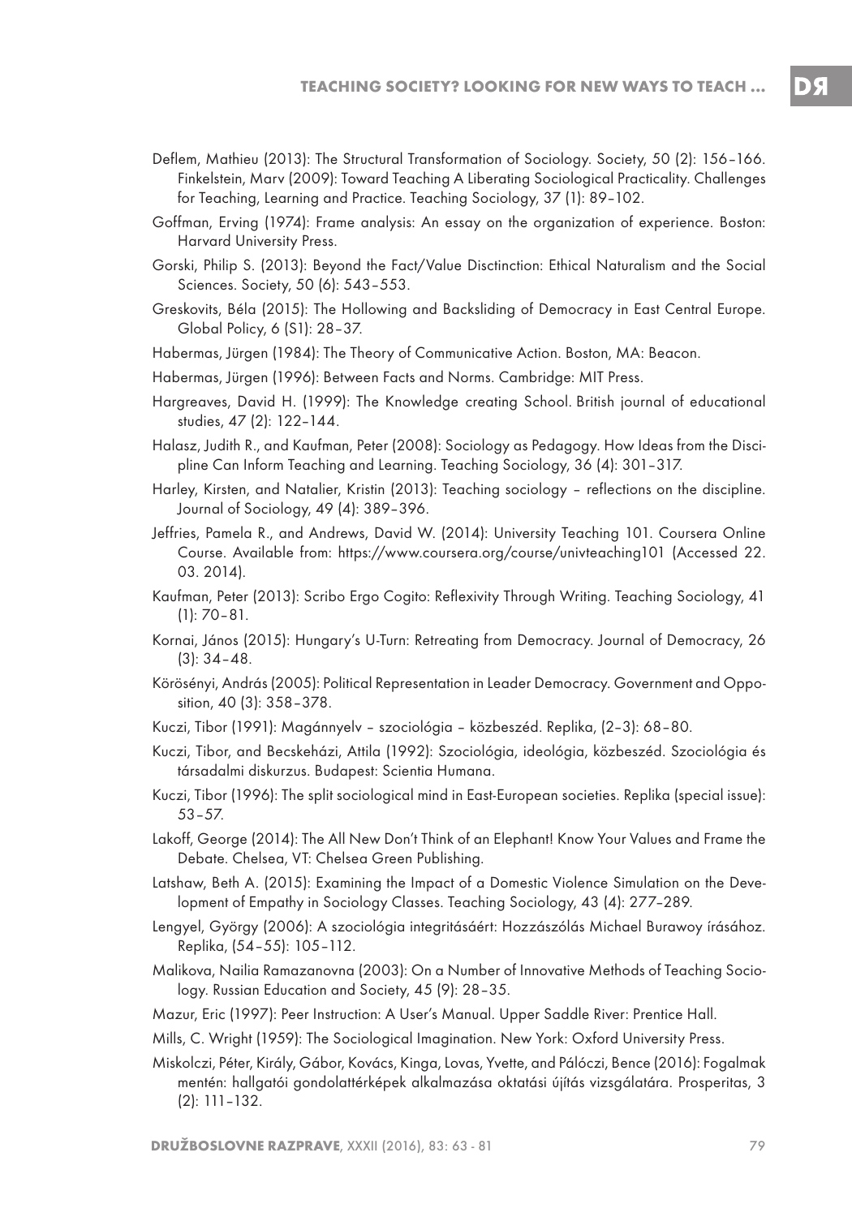Deflem, Mathieu (2013): The Structural Transformation of Sociology. Society, 50 (2): 156–166. Finkelstein, Marv (2009): Toward Teaching A Liberating Sociological Practicality. Challenges for Teaching, Learning and Practice. Teaching Sociology, 37 (1): 89–102.

Goffman, Erving (1974): Frame analysis: An essay on the organization of experience. Boston: Harvard University Press.

Gorski, Philip S. (2013): Beyond the Fact/Value Disctinction: Ethical Naturalism and the Social Sciences. Society, 50 (6): 543–553.

Greskovits, Béla (2015): The Hollowing and Backsliding of Democracy in East Central Europe. Global Policy, 6 (S1): 28–37.

Habermas, Jürgen (1984): The Theory of Communicative Action. Boston, MA: Beacon.

Habermas, Jürgen (1996): Between Facts and Norms. Cambridge: MIT Press.

Hargreaves, David H. (1999): The Knowledge creating School. British journal of educational studies, 47 (2): 122–144.

Halasz, Judith R., and Kaufman, Peter (2008): Sociology as Pedagogy. How Ideas from the Discipline Can Inform Teaching and Learning. Teaching Sociology, 36 (4): 301–317.

Harley, Kirsten, and Natalier, Kristin (2013): Teaching sociology – reflections on the discipline. Journal of Sociology, 49 (4): 389–396.

Jeffries, Pamela R., and Andrews, David W. (2014): University Teaching 101. Coursera Online Course. Available from: https://www.coursera.org/course/univteaching101 (Accessed 22. 03. 2014).

Kaufman, Peter (2013): Scribo Ergo Cogito: Reflexivity Through Writing. Teaching Sociology, 41 (1): 70–81.

Kornai, János (2015): Hungary's U-Turn: Retreating from Democracy. Journal of Democracy, 26 (3): 34–48.

Körösényi, András (2005): Political Representation in Leader Democracy. Government and Opposition, 40 (3): 358–378.

Kuczi, Tibor (1991): Magánnyelv – szociológia – közbeszéd. Replika, (2–3): 68–80.

Kuczi, Tibor, and Becskeházi, Attila (1992): Szociológia, ideológia, közbeszéd. Szociológia és társadalmi diskurzus. Budapest: Scientia Humana.

Kuczi, Tibor (1996): The split sociological mind in East-European societies. Replika (special issue): 53–57.

Lakoff, George (2014): The All New Don't Think of an Elephant! Know Your Values and Frame the Debate. Chelsea, VT: Chelsea Green Publishing.

Latshaw, Beth A. (2015): Examining the Impact of a Domestic Violence Simulation on the Development of Empathy in Sociology Classes. Teaching Sociology, 43 (4): 277–289.

Lengyel, György (2006): A szociológia integritásáért: Hozzászólás Michael Burawoy írásához. Replika, (54–55): 105–112.

Malikova, Nailia Ramazanovna (2003): On a Number of Innovative Methods of Teaching Sociology. Russian Education and Society, 45 (9): 28–35.

Mazur, Eric (1997): Peer Instruction: A User's Manual. Upper Saddle River: Prentice Hall.

Mills, C. Wright (1959): The Sociological Imagination. New York: Oxford University Press.

Miskolczi, Péter, Király, Gábor, Kovács, Kinga, Lovas, Yvette, and Pálóczi, Bence (2016): Fogalmak mentén: hallgatói gondolattérképek alkalmazása oktatási újítás vizsgálatára. Prosperitas, 3 (2): 111–132.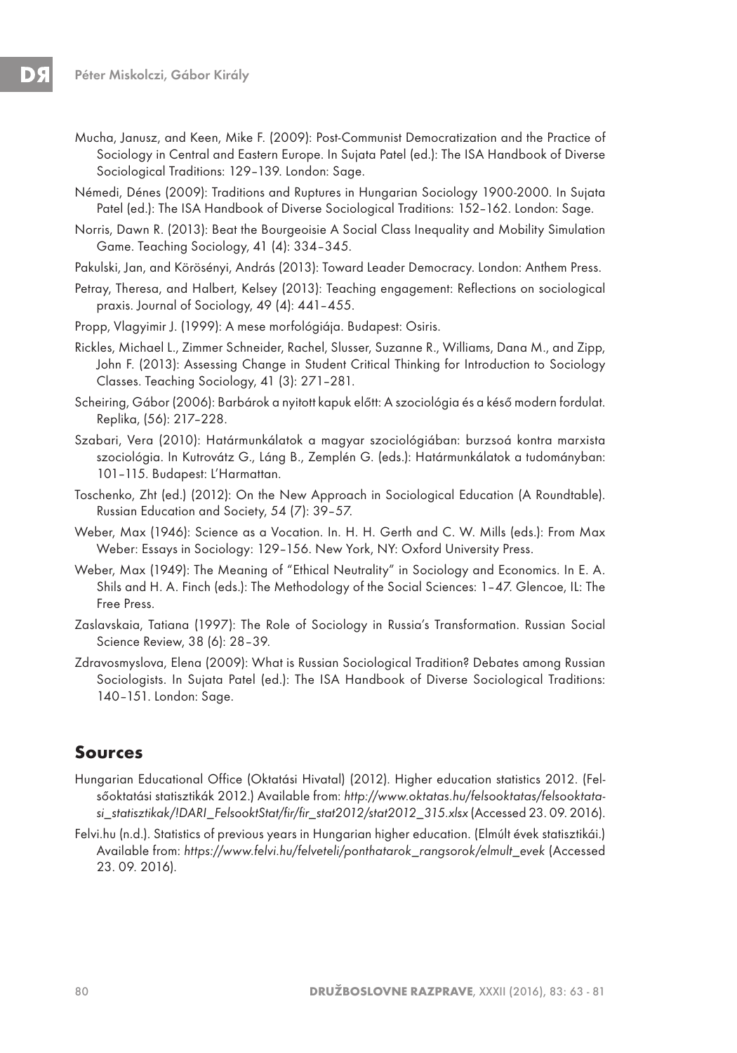Mucha, Janusz, and Keen, Mike F. (2009): Post-Communist Democratization and the Practice of Sociology in Central and Eastern Europe. In Sujata Patel (ed.): The ISA Handbook of Diverse Sociological Traditions: 129–139. London: Sage.

Némedi, Dénes (2009): Traditions and Ruptures in Hungarian Sociology 1900-2000. In Sujata Patel (ed.): The ISA Handbook of Diverse Sociological Traditions: 152–162. London: Sage.

Norris, Dawn R. (2013): Beat the Bourgeoisie A Social Class Inequality and Mobility Simulation Game. Teaching Sociology, 41 (4): 334–345.

Pakulski, Jan, and Körösényi, András (2013): Toward Leader Democracy. London: Anthem Press.

Petray, Theresa, and Halbert, Kelsey (2013): Teaching engagement: Reflections on sociological praxis. Journal of Sociology, 49 (4): 441–455.

Propp, Vlagyimir J. (1999): A mese morfológiája. Budapest: Osiris.

Rickles, Michael L., Zimmer Schneider, Rachel, Slusser, Suzanne R., Williams, Dana M., and Zipp, John F. (2013): Assessing Change in Student Critical Thinking for Introduction to Sociology Classes. Teaching Sociology, 41 (3): 271–281.

Scheiring, Gábor (2006): Barbárok a nyitott kapuk előtt: A szociológia és a késő modern fordulat. Replika, (56): 217–228.

Szabari, Vera (2010): Határmunkálatok a magyar szociológiában: burzsoá kontra marxista szociológia. In Kutrovátz G., Láng B., Zemplén G. (eds.): Határmunkálatok a tudományban: 101–115. Budapest: L'Harmattan.

Toschenko, Zht (ed.) (2012): On the New Approach in Sociological Education (A Roundtable). Russian Education and Society, 54 (7): 39–57.

Weber, Max (1946): Science as a Vocation. In. H. H. Gerth and C. W. Mills (eds.): From Max Weber: Essays in Sociology: 129–156. New York, NY: Oxford University Press.

Weber, Max (1949): The Meaning of "Ethical Neutrality" in Sociology and Economics. In E. A. Shils and H. A. Finch (eds.): The Methodology of the Social Sciences: 1–47. Glencoe, IL: The Free Press.

Zaslavskaia, Tatiana (1997): The Role of Sociology in Russia's Transformation. Russian Social Science Review, 38 (6): 28–39.

Zdravosmyslova, Elena (2009): What is Russian Sociological Tradition? Debates among Russian Sociologists. In Sujata Patel (ed.): The ISA Handbook of Diverse Sociological Traditions: 140–151. London: Sage.

## Sources

Hungarian Educational Office (Oktatási Hivatal) (2012). Higher education statistics 2012. (Felsőoktatási statisztikák 2012.) Available from: *http://www.oktatas.hu/felsooktatas/felsooktatasi_statisztikak/!DARI_FelsooktStat/fir/fir_stat2012/stat2012_315.xlsx* (Accessed 23. 09. 2016).

Felvi.hu (n.d.). Statistics of previous years in Hungarian higher education. (Elmúlt évek statisztikái.) Available from: *https://www.felvi.hu/felveteli/ponthatarok_rangsorok/elmult_evek* (Accessed 23. 09. 2016).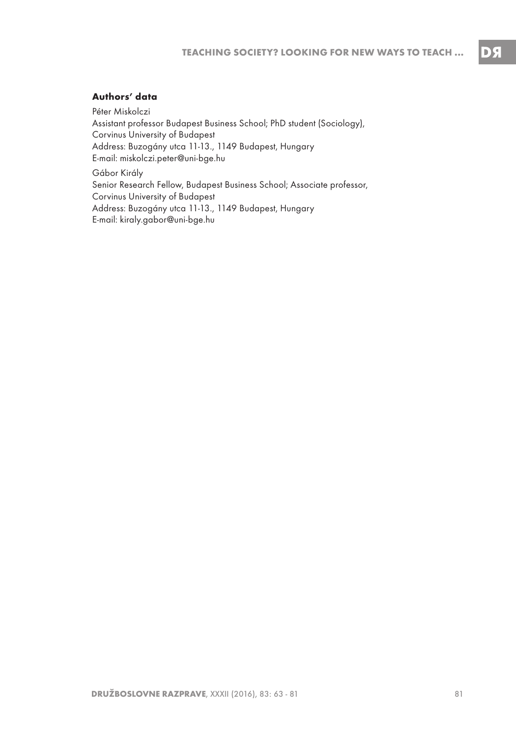### Authors' data

Péter Miskolczi
Assistant professor Budapest Business School; PhD student (Sociology), Corvinus University of Budapest
Address: Buzogány utca 11-13., 1149 Budapest, Hungary
E-mail: miskolczi.peter@uni-bge.hu

Gábor Király
Senior Research Fellow, Budapest Business School; Associate professor, Corvinus University of Budapest
Address: Buzogány utca 11-13., 1149 Budapest, Hungary
E-mail: kiraly.gabor@uni-bge.hu